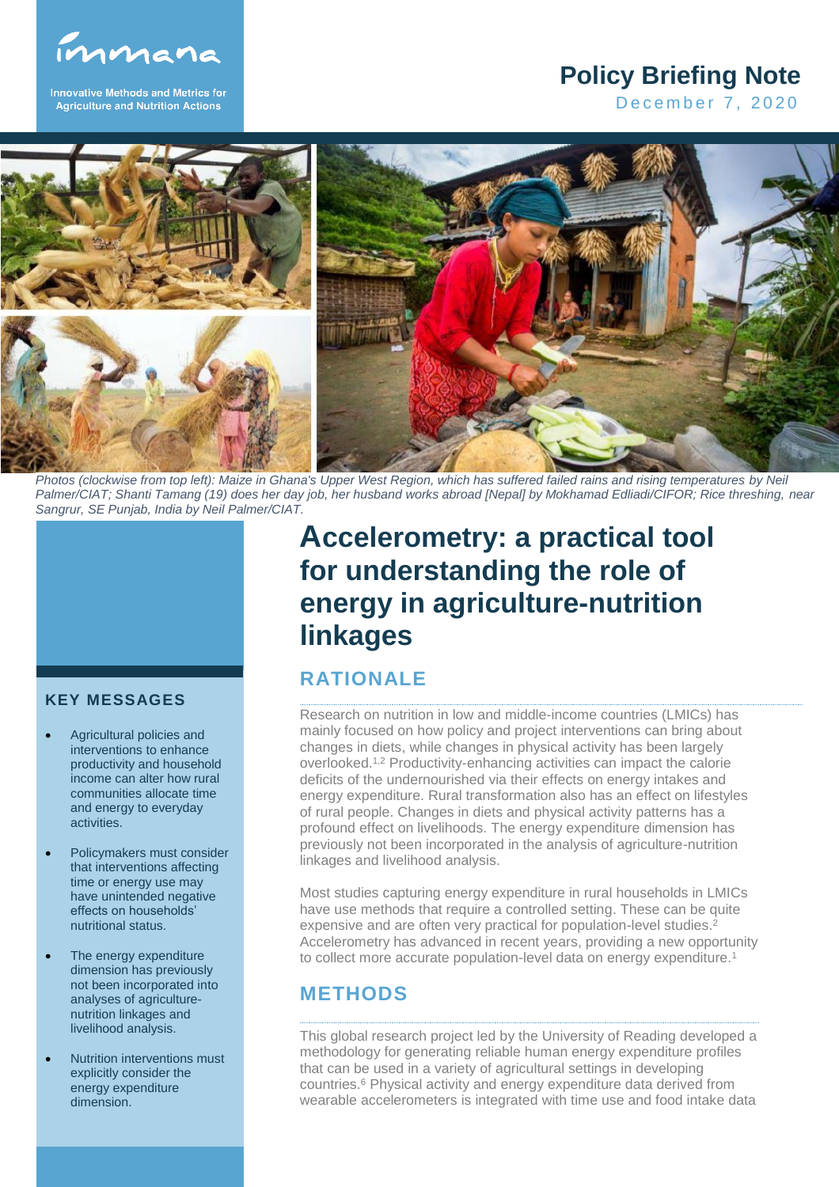immana

Innovative Methods and Metrics for Agriculture and Nutrition Actions

**Policy Briefing Note**

December 7, 2020

*Photos (clockwise from top left): Maize in Ghana's Upper West Region, which has suffered failed rains and rising temperatures by Neil Palmer/CIAT; Shanti Tamang (19) does her day job, her husband works abroad [Nepal] by Mokhamad Edliadi/CIFOR; Rice threshing, near Sangrur, SE Punjab, India by Neil Palmer/CIAT.*

# Accelerometry: a practical tool for understanding the role of energy in agriculture-nutrition linkages

## KEY MESSAGES

- Agricultural policies and interventions to enhance productivity and household income can alter how rural communities allocate time and energy to everyday activities.
- Policymakers must consider that interventions affecting time or energy use may have unintended negative effects on households' nutritional status.
- The energy expenditure dimension has previously not been incorporated into analyses of agriculture-nutrition linkages and livelihood analysis.
- Nutrition interventions must explicitly consider the energy expenditure dimension.

## RATIONALE

Research on nutrition in low and middle-income countries (LMICs) has mainly focused on how policy and project interventions can bring about changes in diets, while changes in physical activity has been largely overlooked.[1,2] Productivity-enhancing activities can impact the calorie deficits of the undernourished via their effects on energy intakes and energy expenditure. Rural transformation also has an effect on lifestyles of rural people. Changes in diets and physical activity patterns has a profound effect on livelihoods. The energy expenditure dimension has previously not been incorporated in the analysis of agriculture-nutrition linkages and livelihood analysis.

Most studies capturing energy expenditure in rural households in LMICs have use methods that require a controlled setting. These can be quite expensive and are often very practical for population-level studies.[2] Accelerometry has advanced in recent years, providing a new opportunity to collect more accurate population-level data on energy expenditure.[1]

## METHODS

This global research project led by the University of Reading developed a methodology for generating reliable human energy expenditure profiles that can be used in a variety of agricultural settings in developing countries.[6] Physical activity and energy expenditure data derived from wearable accelerometers is integrated with time use and food intake data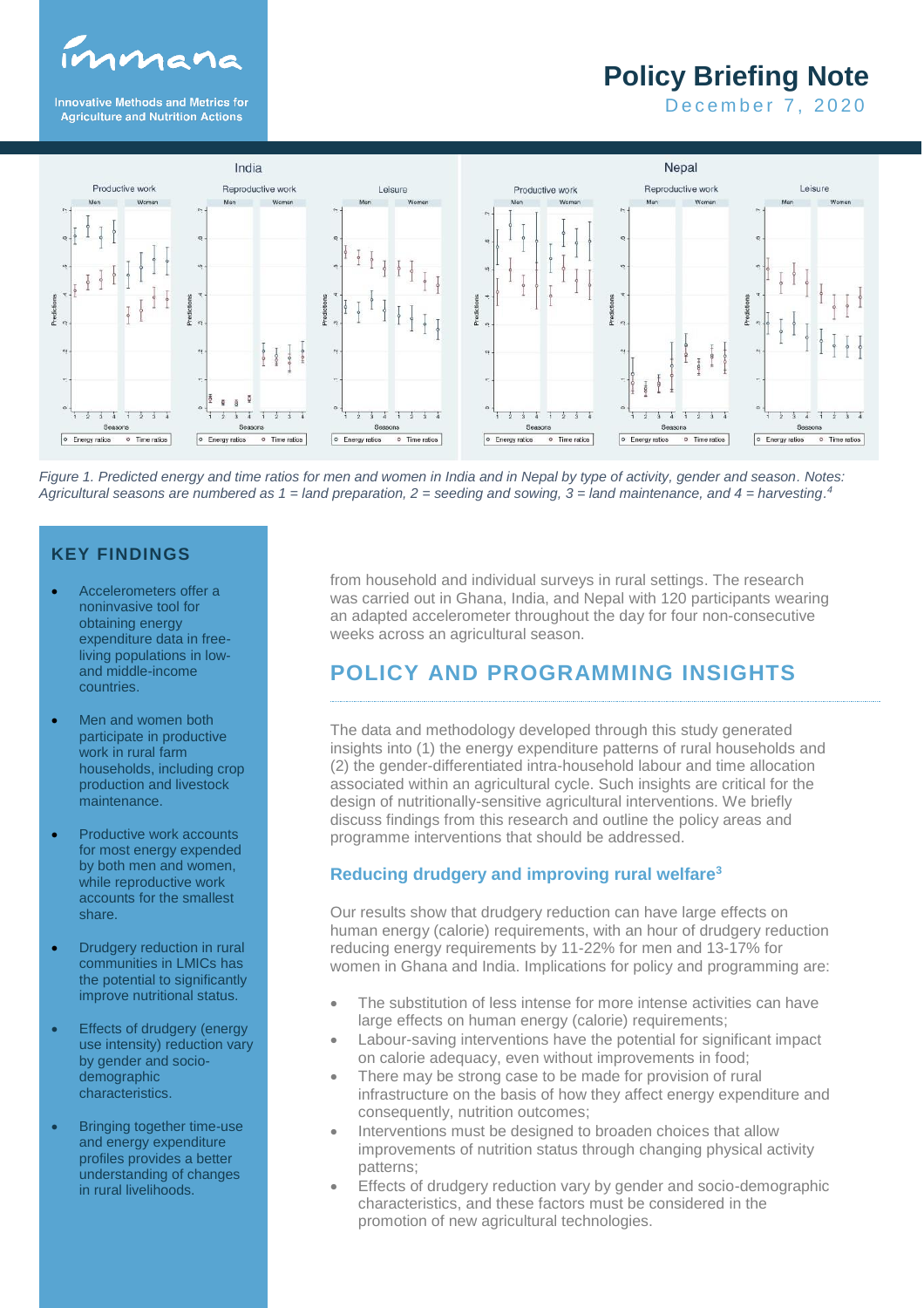Figure 1. Predicted energy and time ratios for men and women in India and in Nepal by type of activity, gender and season. Notes: Agricultural seasons are numbered as 1 = land preparation, 2 = seeding and sowing, 3 = land maintenance, and 4 = harvesting.[4]

## KEY FINDINGS

- Accelerometers offer a noninvasive tool for obtaining energy expenditure data in free-living populations in low- and middle-income countries.
- Men and women both participate in productive work in rural farm households, including crop production and livestock maintenance.
- Productive work accounts for most energy expended by both men and women, while reproductive work accounts for the smallest share.
- Drudgery reduction in rural communities in LMICs has the potential to significantly improve nutritional status.
- Effects of drudgery (energy use intensity) reduction vary by gender and socio-demographic characteristics.
- Bringing together time-use and energy expenditure profiles provides a better understanding of changes in rural livelihoods.

from household and individual surveys in rural settings. The research was carried out in Ghana, India, and Nepal with 120 participants wearing an adapted accelerometer throughout the day for four non-consecutive weeks across an agricultural season.

## POLICY AND PROGRAMMING INSIGHTS

The data and methodology developed through this study generated insights into (1) the energy expenditure patterns of rural households and (2) the gender-differentiated intra-household labour and time allocation associated within an agricultural cycle. Such insights are critical for the design of nutritionally-sensitive agricultural interventions. We briefly discuss findings from this research and outline the policy areas and programme interventions that should be addressed.

### Reducing drudgery and improving rural welfare[3]

Our results show that drudgery reduction can have large effects on human energy (calorie) requirements, with an hour of drudgery reduction reducing energy requirements by 11-22% for men and 13-17% for women in Ghana and India. Implications for policy and programming are:

- The substitution of less intense for more intense activities can have large effects on human energy (calorie) requirements;
- Labour-saving interventions have the potential for significant impact on calorie adequacy, even without improvements in food;
- There may be strong case to be made for provision of rural infrastructure on the basis of how they affect energy expenditure and consequently, nutrition outcomes;
- Interventions must be designed to broaden choices that allow improvements of nutrition status through changing physical activity patterns;
- Effects of drudgery reduction vary by gender and socio-demographic characteristics, and these factors must be considered in the promotion of new agricultural technologies.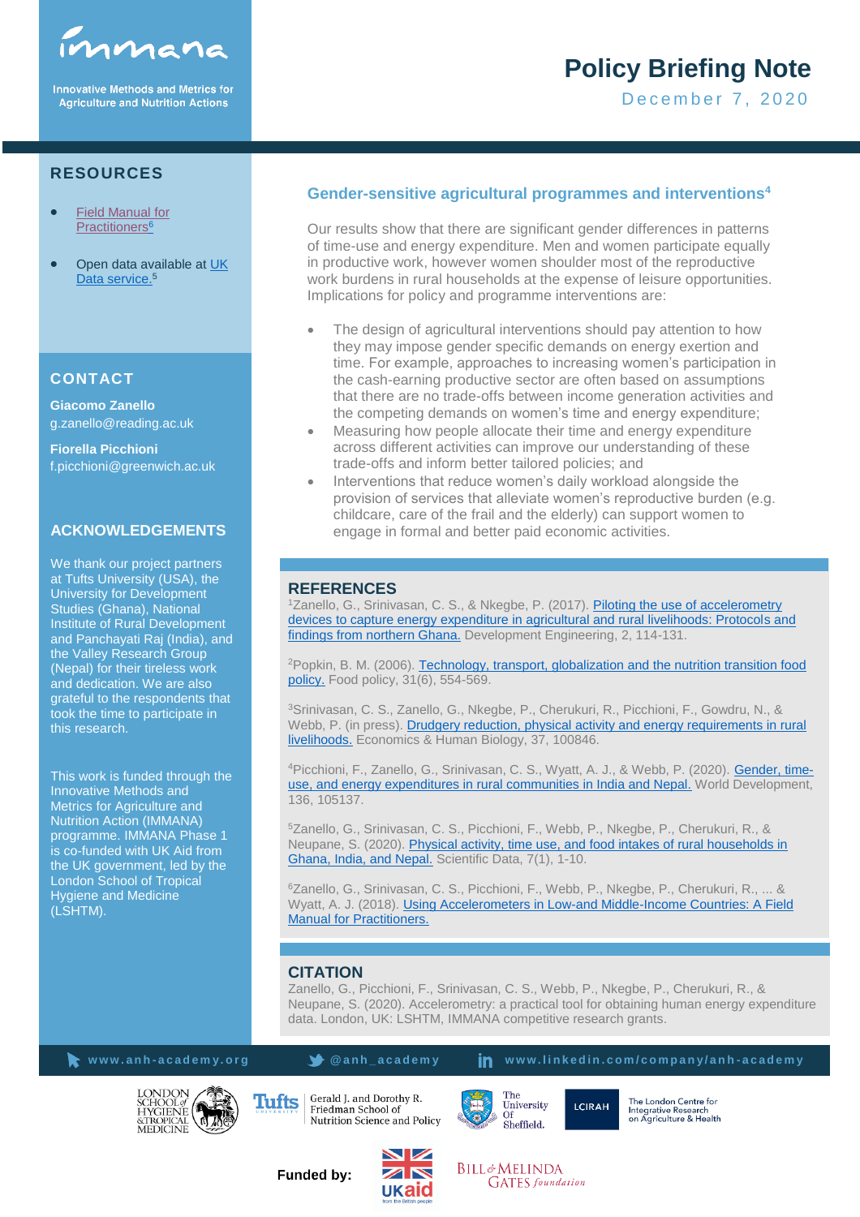# Policy Briefing Note

December 7, 2020

## RESOURCES

- Field Manual for Practitioners[6]
- Open data available at UK Data service.[5]

## CONTACT

**Giacomo Zanello**
g.zanello@reading.ac.uk

**Fiorella Picchioni**
f.picchioni@greenwich.ac.uk

## ACKNOWLEDGEMENTS

We thank our project partners at Tufts University (USA), the University for Development Studies (Ghana), National Institute of Rural Development and Panchayati Raj (India), and the Valley Research Group (Nepal) for their tireless work and dedication. We are also grateful to the respondents that took the time to participate in this research.

This work is funded through the Innovative Methods and Metrics for Agriculture and Nutrition Action (IMMANA) programme. IMMANA Phase 1 is co-funded with UK Aid from the UK government, led by the London School of Tropical Hygiene and Medicine (LSHTM).

## Gender-sensitive agricultural programmes and interventions[4]

Our results show that there are significant gender differences in patterns of time-use and energy expenditure. Men and women participate equally in productive work, however women shoulder most of the reproductive work burdens in rural households at the expense of leisure opportunities. Implications for policy and programme interventions are:

- The design of agricultural interventions should pay attention to how they may impose gender specific demands on energy exertion and time. For example, approaches to increasing women's participation in the cash-earning productive sector are often based on assumptions that there are no trade-offs between income generation activities and the competing demands on women's time and energy expenditure;
- Measuring how people allocate their time and energy expenditure across different activities can improve our understanding of these trade-offs and inform better tailored policies; and
- Interventions that reduce women's daily workload alongside the provision of services that alleviate women's reproductive burden (e.g. childcare, care of the frail and the elderly) can support women to engage in formal and better paid economic activities.

## REFERENCES

[1]Zanello, G., Srinivasan, C. S., & Nkegbe, P. (2017). Piloting the use of accelerometry devices to capture energy expenditure in agricultural and rural livelihoods: Protocols and findings from northern Ghana. Development Engineering, 2, 114-131.

[2]Popkin, B. M. (2006). Technology, transport, globalization and the nutrition transition food policy. Food policy, 31(6), 554-569.

[3]Srinivasan, C. S., Zanello, G., Nkegbe, P., Cherukuri, R., Picchioni, F., Gowdru, N., & Webb, P. (in press). Drudgery reduction, physical activity and energy requirements in rural livelihoods. Economics & Human Biology, 37, 100846.

[4]Picchioni, F., Zanello, G., Srinivasan, C. S., Wyatt, A. J., & Webb, P. (2020). Gender, time-use, and energy expenditures in rural communities in India and Nepal. World Development, 136, 105137.

[5]Zanello, G., Srinivasan, C. S., Picchioni, F., Webb, P., Nkegbe, P., Cherukuri, R., & Neupane, S. (2020). Physical activity, time use, and food intakes of rural households in Ghana, India, and Nepal. Scientific Data, 7(1), 1-10.

[6]Zanello, G., Srinivasan, C. S., Picchioni, F., Webb, P., Nkegbe, P., Cherukuri, R., ... & Wyatt, A. J. (2018). Using Accelerometers in Low-and Middle-Income Countries: A Field Manual for Practitioners.

## CITATION

Zanello, G., Picchioni, F., Srinivasan, C. S., Webb, P., Nkegbe, P., Cherukuri, R., & Neupane, S. (2020). Accelerometry: a practical tool for obtaining human energy expenditure data. London, UK: LSHTM, IMMANA competitive research grants.

www.anh-academy.org | @anh_academy | www.linkedin.com/company/anh-academy

Funded by: